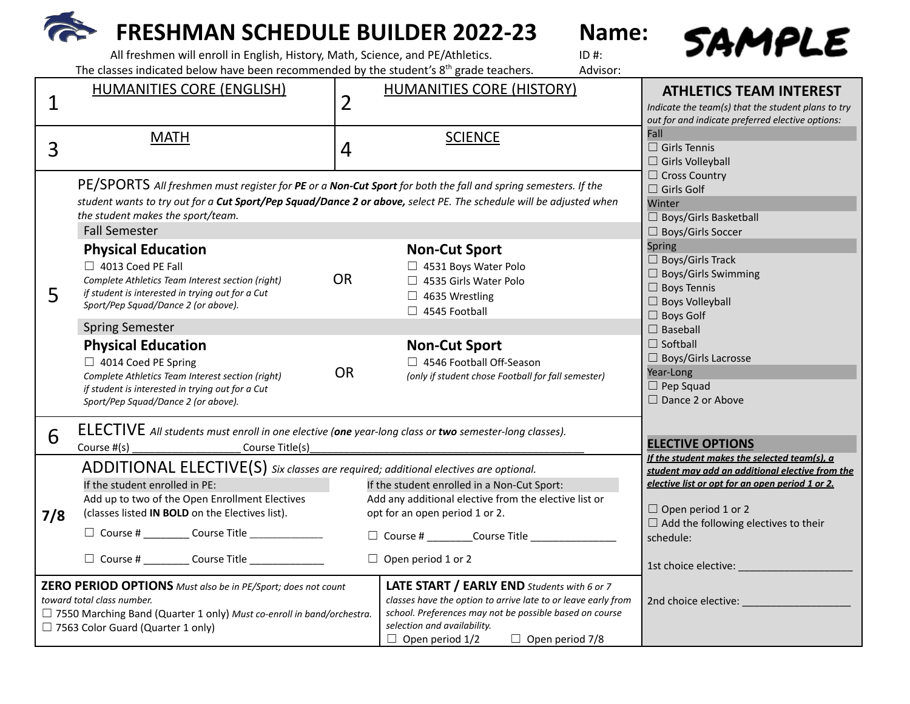# FRESHMAN SCHEDULE BUILDER 2022-23

**Name:** SAMPLE
ID #:
Advisor:

All freshmen will enroll in English, History, Math, Science, and PE/Athletics.
The classes indicated below have been recommended by the student's 8th grade teachers.

| | | | |
|---|---|---|---|
| 1 | HUMANITIES CORE (ENGLISH) | 2 | HUMANITIES CORE (HISTORY) |
| 3 | MATH | 4 | SCIENCE |

## 5 — PE/SPORTS

*All freshmen must register for **PE** or a **Non-Cut Sport** for both the fall and spring semesters. If the student wants to try out for a **Cut Sport/Pep Squad/Dance 2 or above,** select PE. The schedule will be adjusted when the student makes the sport/team.*

### Fall Semester

**Physical Education**

- ☐ 4013 Coed PE Fall

*Complete Athletics Team Interest section (right) if student is interested in trying out for a Cut Sport/Pep Squad/Dance 2 (or above).*

OR

**Non-Cut Sport**

- ☐ 4531 Boys Water Polo
- ☐ 4535 Girls Water Polo
- ☐ 4635 Wrestling
- ☐ 4545 Football

### Spring Semester

**Physical Education**

- ☐ 4014 Coed PE Spring

*Complete Athletics Team Interest section (right) if student is interested in trying out for a Cut Sport/Pep Squad/Dance 2 (or above).*

OR

**Non-Cut Sport**

- ☐ 4546 Football Off-Season

*(only if student chose Football for fall semester)*

## 6 — ELECTIVE

*All students must enroll in one elective (**one** year-long class or **two** semester-long classes).*

Course #(s) __________________ Course Title(s)_______________________________________________

## 7/8 — ADDITIONAL ELECTIVE(S)

*Six classes are required; additional electives are optional.*

**If the student enrolled in PE:**
Add up to two of the Open Enrollment Electives (classes listed **IN BOLD** on the Electives list).

- ☐ Course # ________ Course Title _____________
- ☐ Course # ________ Course Title _____________

**If the student enrolled in a Non-Cut Sport:**
Add any additional elective from the elective list or opt for an open period 1 or 2.

- ☐ Course # ________Course Title _______________
- ☐ Open period 1 or 2

## ZERO PERIOD OPTIONS

*Must also be in PE/Sport; does not count toward total class number.*

- ☐ 7550 Marching Band (Quarter 1 only) *Must co-enroll in band/orchestra.*
- ☐ 7563 Color Guard (Quarter 1 only)

## LATE START / EARLY END

*Students with 6 or 7 classes have the option to arrive late to or leave early from school. Preferences may not be possible based on course selection and availability.*

- ☐ Open period 1/2
- ☐ Open period 7/8

## ATHLETICS TEAM INTEREST

*Indicate the team(s) that the student plans to try out for and indicate preferred elective options:*

**Fall**

- ☐ Girls Tennis
- ☐ Girls Volleyball
- ☐ Cross Country
- ☐ Girls Golf

**Winter**

- ☐ Boys/Girls Basketball
- ☐ Boys/Girls Soccer

**Spring**

- ☐ Boys/Girls Track
- ☐ Boys/Girls Swimming
- ☐ Boys Tennis
- ☐ Boys Volleyball
- ☐ Boys Golf
- ☐ Baseball
- ☐ Softball
- ☐ Boys/Girls Lacrosse

**Year-Long**

- ☐ Pep Squad
- ☐ Dance 2 or Above

## ELECTIVE OPTIONS

***If the student makes the selected team(s), a student may add an additional elective from the elective list or opt for an open period 1 or 2.***

- ☐ Open period 1 or 2
- ☐ Add the following electives to their schedule:

1st choice elective: ____________________

2nd choice elective: ___________________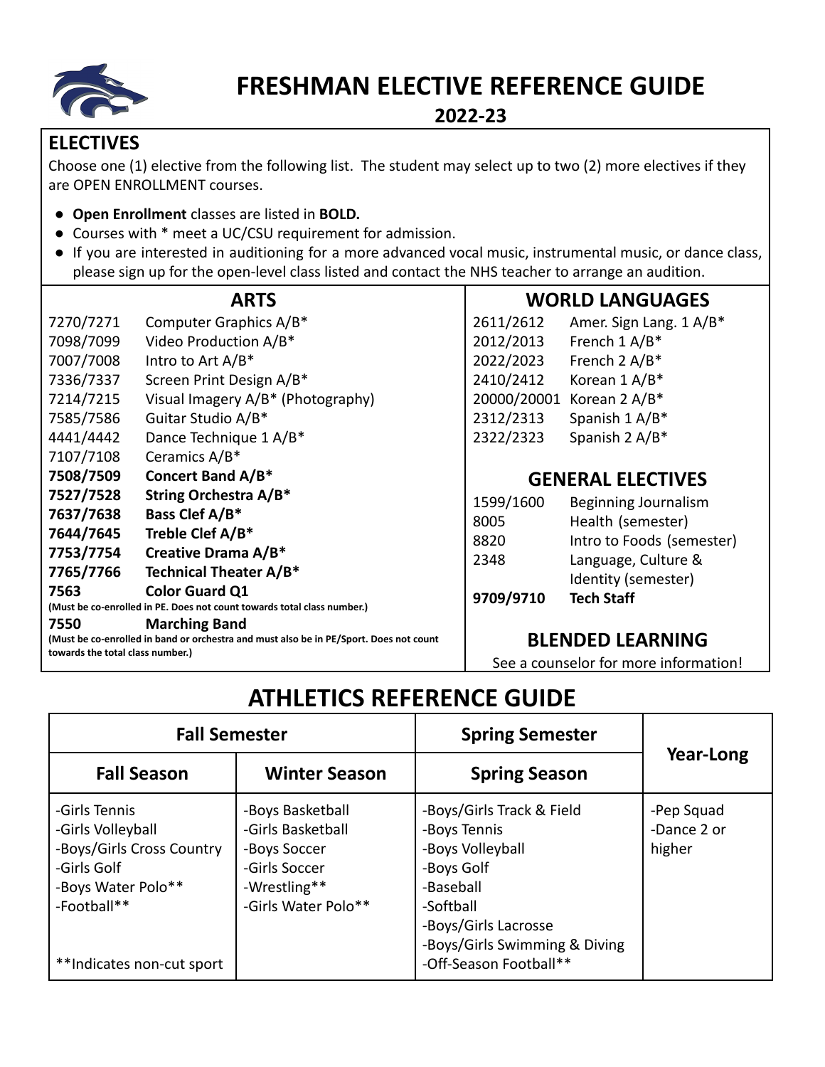# FRESHMAN ELECTIVE REFERENCE GUIDE

## 2022-23

## ELECTIVES

Choose one (1) elective from the following list. The student may select up to two (2) more electives if they are OPEN ENROLLMENT courses.

- **Open Enrollment** classes are listed in **BOLD.**
- Courses with * meet a UC/CSU requirement for admission.
- If you are interested in auditioning for a more advanced vocal music, instrumental music, or dance class, please sign up for the open-level class listed and contact the NHS teacher to arrange an audition.

### ARTS

| | |
|---|---|
| 7270/7271 | Computer Graphics A/B* |
| 7098/7099 | Video Production A/B* |
| 7007/7008 | Intro to Art A/B* |
| 7336/7337 | Screen Print Design A/B* |
| 7214/7215 | Visual Imagery A/B* (Photography) |
| 7585/7586 | Guitar Studio A/B* |
| 4441/4442 | Dance Technique 1 A/B* |
| 7107/7108 | Ceramics A/B* |
| **7508/7509** | **Concert Band A/B*** |
| **7527/7528** | **String Orchestra A/B*** |
| **7637/7638** | **Bass Clef A/B*** |
| **7644/7645** | **Treble Clef A/B*** |
| **7753/7754** | **Creative Drama A/B*** |
| **7765/7766** | **Technical Theater A/B*** |
| **7563** | **Color Guard Q1** |
| **7550** | **Marching Band** |

**(Must be co-enrolled in PE. Does not count towards total class number.)** — applies to 7563 Color Guard Q1

**(Must be co-enrolled in band or orchestra and must also be in PE/Sport. Does not count towards the total class number.)** — applies to 7550 Marching Band

### WORLD LANGUAGES

| | |
|---|---|
| 2611/2612 | Amer. Sign Lang. 1 A/B* |
| 2012/2013 | French 1 A/B* |
| 2022/2023 | French 2 A/B* |
| 2410/2412 | Korean 1 A/B* |
| 20000/20001 | Korean 2 A/B* |
| 2312/2313 | Spanish 1 A/B* |
| 2322/2323 | Spanish 2 A/B* |

### GENERAL ELECTIVES

| | |
|---|---|
| 1599/1600 | Beginning Journalism |
| 8005 | Health (semester) |
| 8820 | Intro to Foods (semester) |
| 2348 | Language, Culture & Identity (semester) |
| **9709/9710** | **Tech Staff** |

### BLENDED LEARNING

See a counselor for more information!

# ATHLETICS REFERENCE GUIDE

| Fall Semester | | Spring Semester | Year-Long |
|---|---|---|---|
| **Fall Season** | **Winter Season** | **Spring Season** | |
| -Girls Tennis<br>-Girls Volleyball<br>-Boys/Girls Cross Country<br>-Girls Golf<br>-Boys Water Polo**<br>-Football**<br><br>**Indicates non-cut sport | -Boys Basketball<br>-Girls Basketball<br>-Boys Soccer<br>-Girls Soccer<br>-Wrestling**<br>-Girls Water Polo** | -Boys/Girls Track & Field<br>-Boys Tennis<br>-Boys Volleyball<br>-Boys Golf<br>-Baseball<br>-Softball<br>-Boys/Girls Lacrosse<br>-Boys/Girls Swimming & Diving<br>-Off-Season Football** | -Pep Squad<br>-Dance 2 or higher |